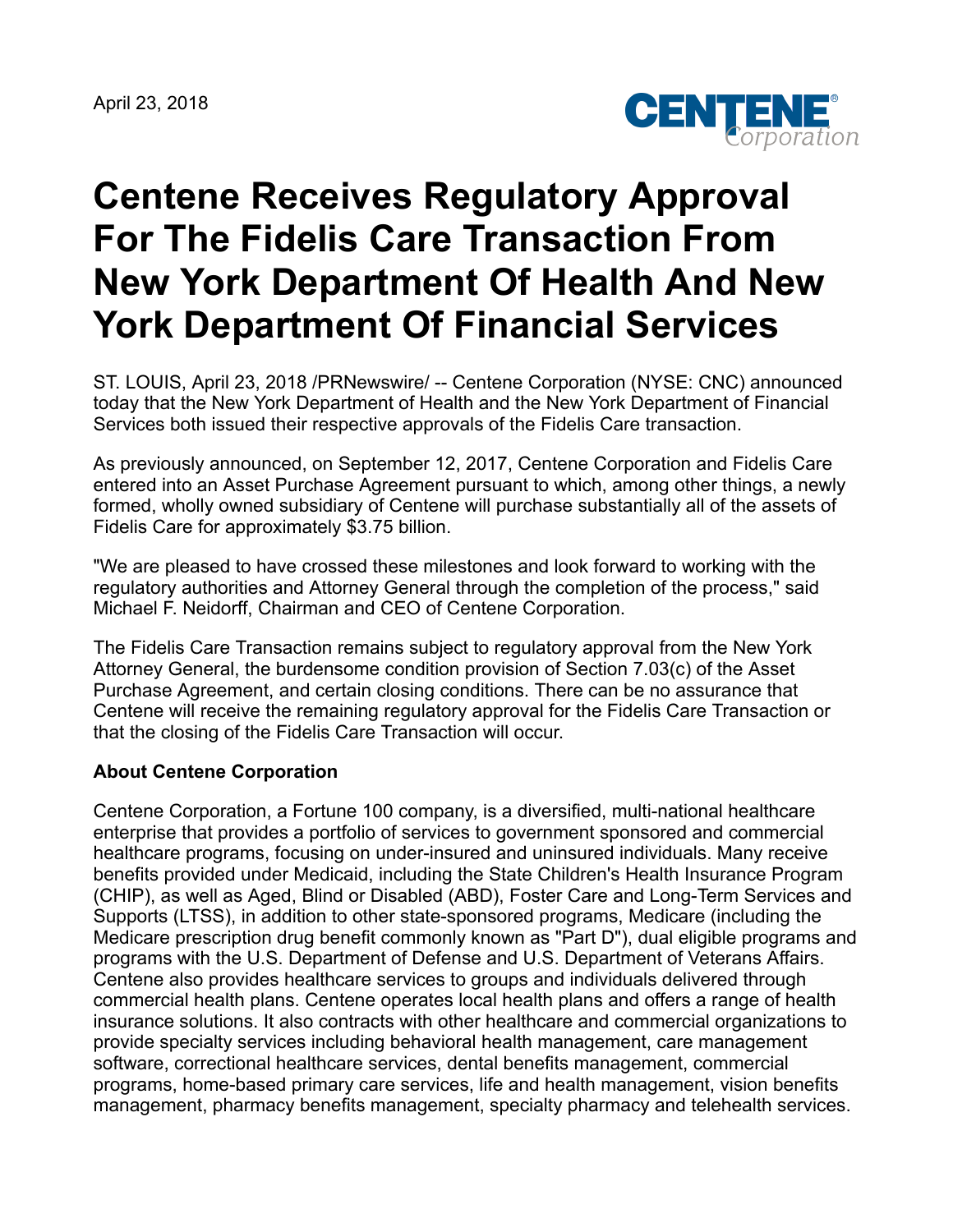April 23, 2018

# Centene Receives Regulatory Approval For The Fidelis Care Transaction From New York Department Of Health And New York Department Of Financial Services

ST. LOUIS, April 23, 2018 /PRNewswire/ -- Centene Corporation (NYSE: CNC) announced today that the New York Department of Health and the New York Department of Financial Services both issued their respective approvals of the Fidelis Care transaction.

As previously announced, on September 12, 2017, Centene Corporation and Fidelis Care entered into an Asset Purchase Agreement pursuant to which, among other things, a newly formed, wholly owned subsidiary of Centene will purchase substantially all of the assets of Fidelis Care for approximately $3.75 billion.

"We are pleased to have crossed these milestones and look forward to working with the regulatory authorities and Attorney General through the completion of the process," said Michael F. Neidorff, Chairman and CEO of Centene Corporation.

The Fidelis Care Transaction remains subject to regulatory approval from the New York Attorney General, the burdensome condition provision of Section 7.03(c) of the Asset Purchase Agreement, and certain closing conditions. There can be no assurance that Centene will receive the remaining regulatory approval for the Fidelis Care Transaction or that the closing of the Fidelis Care Transaction will occur.

**About Centene Corporation**

Centene Corporation, a Fortune 100 company, is a diversified, multi-national healthcare enterprise that provides a portfolio of services to government sponsored and commercial healthcare programs, focusing on under-insured and uninsured individuals. Many receive benefits provided under Medicaid, including the State Children's Health Insurance Program (CHIP), as well as Aged, Blind or Disabled (ABD), Foster Care and Long-Term Services and Supports (LTSS), in addition to other state-sponsored programs, Medicare (including the Medicare prescription drug benefit commonly known as "Part D"), dual eligible programs and programs with the U.S. Department of Defense and U.S. Department of Veterans Affairs. Centene also provides healthcare services to groups and individuals delivered through commercial health plans. Centene operates local health plans and offers a range of health insurance solutions. It also contracts with other healthcare and commercial organizations to provide specialty services including behavioral health management, care management software, correctional healthcare services, dental benefits management, commercial programs, home-based primary care services, life and health management, vision benefits management, pharmacy benefits management, specialty pharmacy and telehealth services.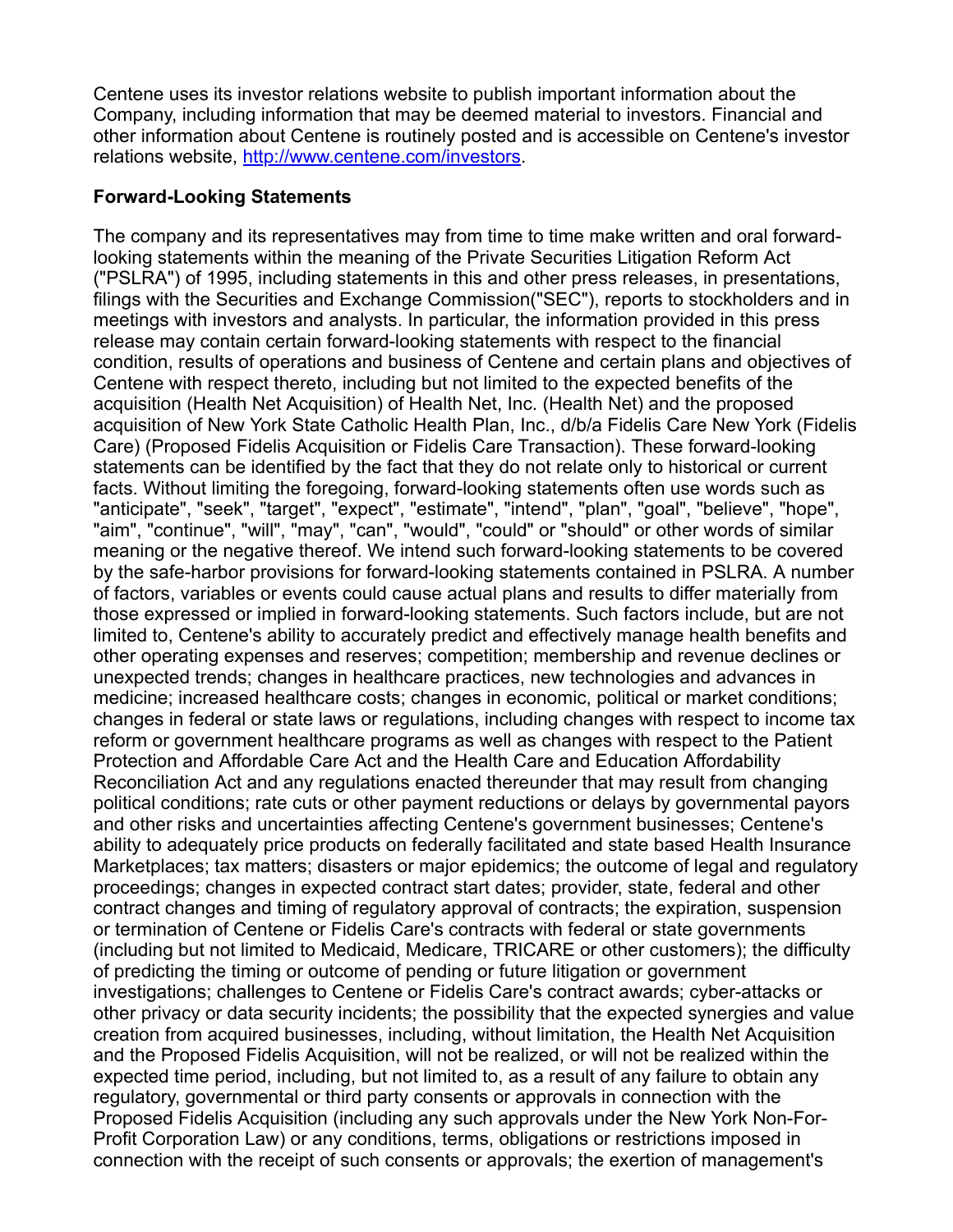Centene uses its investor relations website to publish important information about the Company, including information that may be deemed material to investors. Financial and other information about Centene is routinely posted and is accessible on Centene's investor relations website, [http://www.centene.com/investors](http://www.centene.com/investors).

**Forward-Looking Statements**

The company and its representatives may from time to time make written and oral forward-looking statements within the meaning of the Private Securities Litigation Reform Act ("PSLRA") of 1995, including statements in this and other press releases, in presentations, filings with the Securities and Exchange Commission("SEC"), reports to stockholders and in meetings with investors and analysts. In particular, the information provided in this press release may contain certain forward-looking statements with respect to the financial condition, results of operations and business of Centene and certain plans and objectives of Centene with respect thereto, including but not limited to the expected benefits of the acquisition (Health Net Acquisition) of Health Net, Inc. (Health Net) and the proposed acquisition of New York State Catholic Health Plan, Inc., d/b/a Fidelis Care New York (Fidelis Care) (Proposed Fidelis Acquisition or Fidelis Care Transaction). These forward-looking statements can be identified by the fact that they do not relate only to historical or current facts. Without limiting the foregoing, forward-looking statements often use words such as "anticipate", "seek", "target", "expect", "estimate", "intend", "plan", "goal", "believe", "hope", "aim", "continue", "will", "may", "can", "would", "could" or "should" or other words of similar meaning or the negative thereof. We intend such forward-looking statements to be covered by the safe-harbor provisions for forward-looking statements contained in PSLRA. A number of factors, variables or events could cause actual plans and results to differ materially from those expressed or implied in forward-looking statements. Such factors include, but are not limited to, Centene's ability to accurately predict and effectively manage health benefits and other operating expenses and reserves; competition; membership and revenue declines or unexpected trends; changes in healthcare practices, new technologies and advances in medicine; increased healthcare costs; changes in economic, political or market conditions; changes in federal or state laws or regulations, including changes with respect to income tax reform or government healthcare programs as well as changes with respect to the Patient Protection and Affordable Care Act and the Health Care and Education Affordability Reconciliation Act and any regulations enacted thereunder that may result from changing political conditions; rate cuts or other payment reductions or delays by governmental payors and other risks and uncertainties affecting Centene's government businesses; Centene's ability to adequately price products on federally facilitated and state based Health Insurance Marketplaces; tax matters; disasters or major epidemics; the outcome of legal and regulatory proceedings; changes in expected contract start dates; provider, state, federal and other contract changes and timing of regulatory approval of contracts; the expiration, suspension or termination of Centene or Fidelis Care's contracts with federal or state governments (including but not limited to Medicaid, Medicare, TRICARE or other customers); the difficulty of predicting the timing or outcome of pending or future litigation or government investigations; challenges to Centene or Fidelis Care's contract awards; cyber-attacks or other privacy or data security incidents; the possibility that the expected synergies and value creation from acquired businesses, including, without limitation, the Health Net Acquisition and the Proposed Fidelis Acquisition, will not be realized, or will not be realized within the expected time period, including, but not limited to, as a result of any failure to obtain any regulatory, governmental or third party consents or approvals in connection with the Proposed Fidelis Acquisition (including any such approvals under the New York Non-For-Profit Corporation Law) or any conditions, terms, obligations or restrictions imposed in connection with the receipt of such consents or approvals; the exertion of management's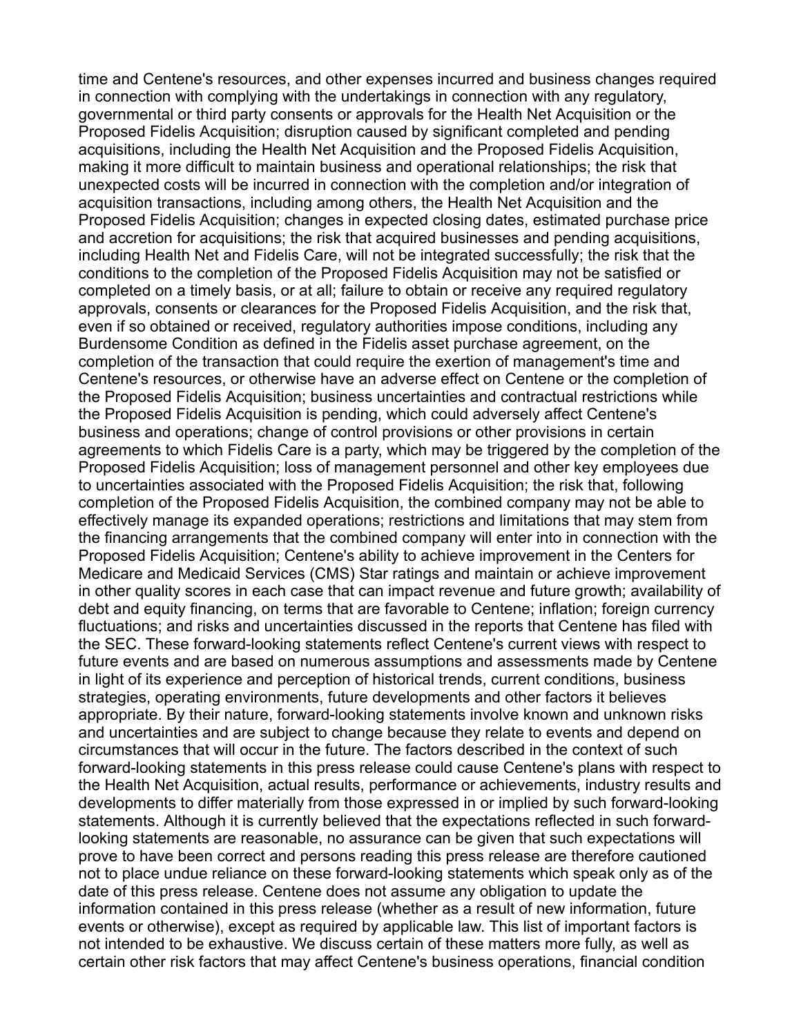time and Centene's resources, and other expenses incurred and business changes required in connection with complying with the undertakings in connection with any regulatory, governmental or third party consents or approvals for the Health Net Acquisition or the Proposed Fidelis Acquisition; disruption caused by significant completed and pending acquisitions, including the Health Net Acquisition and the Proposed Fidelis Acquisition, making it more difficult to maintain business and operational relationships; the risk that unexpected costs will be incurred in connection with the completion and/or integration of acquisition transactions, including among others, the Health Net Acquisition and the Proposed Fidelis Acquisition; changes in expected closing dates, estimated purchase price and accretion for acquisitions; the risk that acquired businesses and pending acquisitions, including Health Net and Fidelis Care, will not be integrated successfully; the risk that the conditions to the completion of the Proposed Fidelis Acquisition may not be satisfied or completed on a timely basis, or at all; failure to obtain or receive any required regulatory approvals, consents or clearances for the Proposed Fidelis Acquisition, and the risk that, even if so obtained or received, regulatory authorities impose conditions, including any Burdensome Condition as defined in the Fidelis asset purchase agreement, on the completion of the transaction that could require the exertion of management's time and Centene's resources, or otherwise have an adverse effect on Centene or the completion of the Proposed Fidelis Acquisition; business uncertainties and contractual restrictions while the Proposed Fidelis Acquisition is pending, which could adversely affect Centene's business and operations; change of control provisions or other provisions in certain agreements to which Fidelis Care is a party, which may be triggered by the completion of the Proposed Fidelis Acquisition; loss of management personnel and other key employees due to uncertainties associated with the Proposed Fidelis Acquisition; the risk that, following completion of the Proposed Fidelis Acquisition, the combined company may not be able to effectively manage its expanded operations; restrictions and limitations that may stem from the financing arrangements that the combined company will enter into in connection with the Proposed Fidelis Acquisition; Centene's ability to achieve improvement in the Centers for Medicare and Medicaid Services (CMS) Star ratings and maintain or achieve improvement in other quality scores in each case that can impact revenue and future growth; availability of debt and equity financing, on terms that are favorable to Centene; inflation; foreign currency fluctuations; and risks and uncertainties discussed in the reports that Centene has filed with the SEC. These forward-looking statements reflect Centene's current views with respect to future events and are based on numerous assumptions and assessments made by Centene in light of its experience and perception of historical trends, current conditions, business strategies, operating environments, future developments and other factors it believes appropriate. By their nature, forward-looking statements involve known and unknown risks and uncertainties and are subject to change because they relate to events and depend on circumstances that will occur in the future. The factors described in the context of such forward-looking statements in this press release could cause Centene's plans with respect to the Health Net Acquisition, actual results, performance or achievements, industry results and developments to differ materially from those expressed in or implied by such forward-looking statements. Although it is currently believed that the expectations reflected in such forward-looking statements are reasonable, no assurance can be given that such expectations will prove to have been correct and persons reading this press release are therefore cautioned not to place undue reliance on these forward-looking statements which speak only as of the date of this press release. Centene does not assume any obligation to update the information contained in this press release (whether as a result of new information, future events or otherwise), except as required by applicable law. This list of important factors is not intended to be exhaustive. We discuss certain of these matters more fully, as well as certain other risk factors that may affect Centene's business operations, financial condition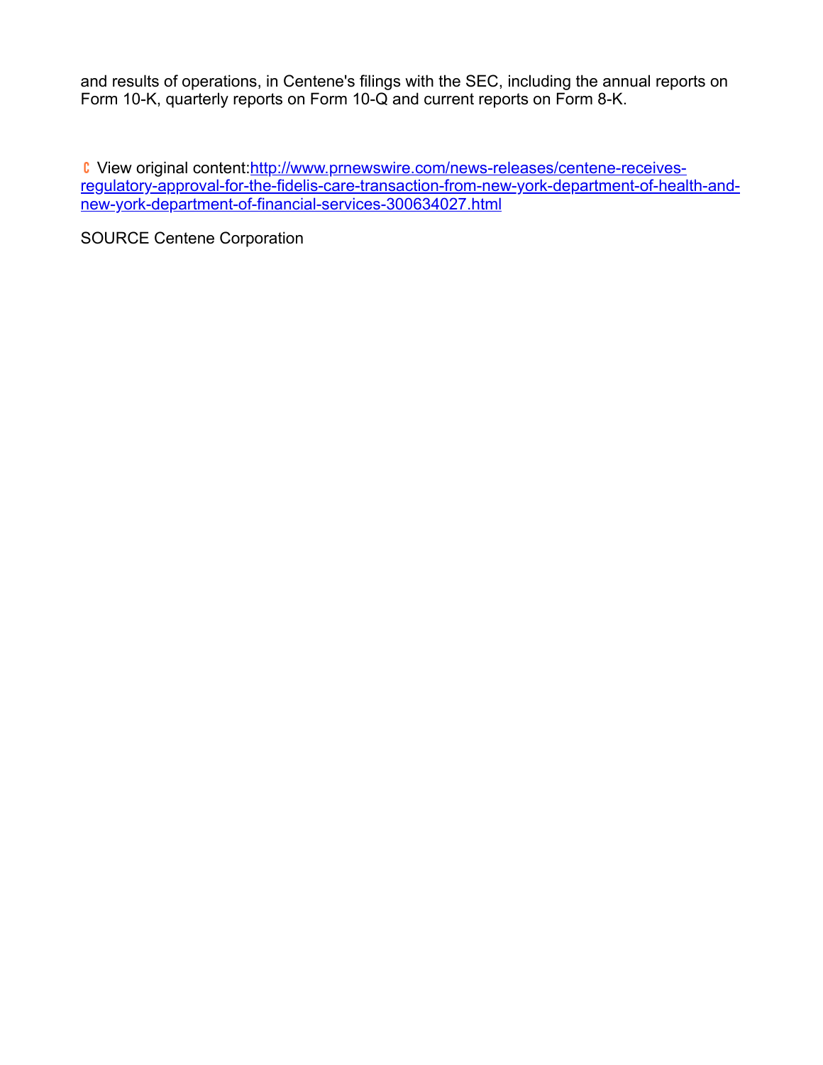and results of operations, in Centene's filings with the SEC, including the annual reports on Form 10-K, quarterly reports on Form 10-Q and current reports on Form 8-K.

View original content:[http://www.prnewswire.com/news-releases/centene-receives-regulatory-approval-for-the-fidelis-care-transaction-from-new-york-department-of-health-and-new-york-department-of-financial-services-300634027.html](http://www.prnewswire.com/news-releases/centene-receives-regulatory-approval-for-the-fidelis-care-transaction-from-new-york-department-of-health-and-new-york-department-of-financial-services-300634027.html)

SOURCE Centene Corporation